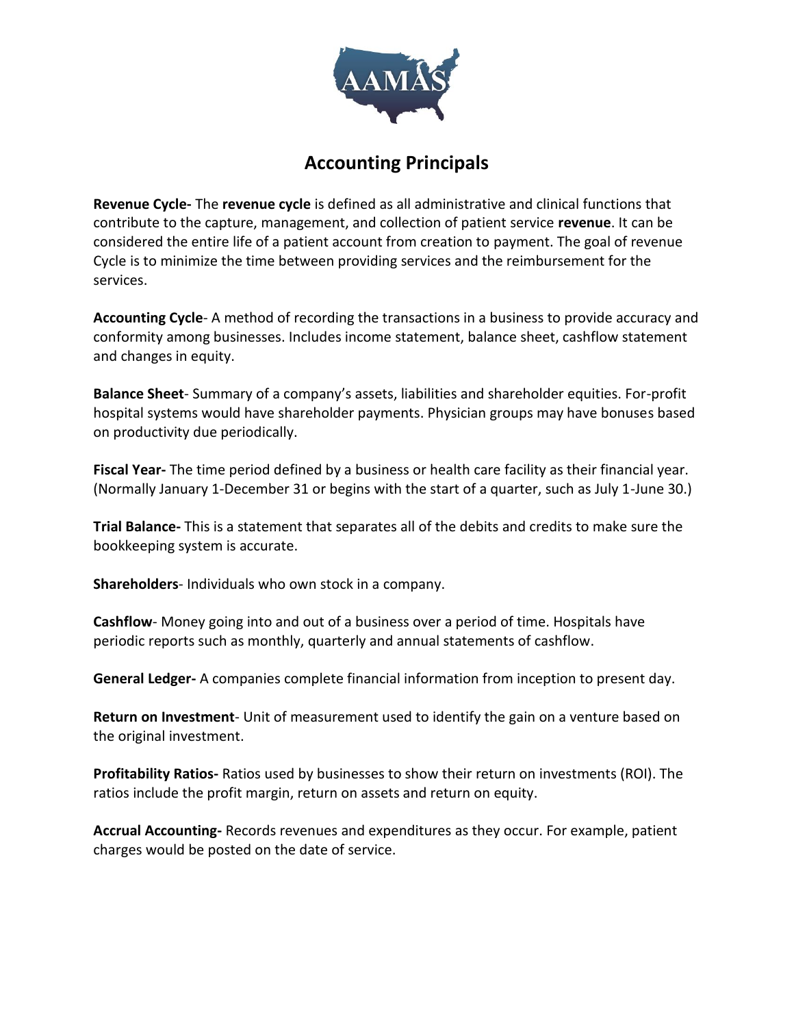# Accounting Principals

**Revenue Cycle-** The **revenue cycle** is defined as all administrative and clinical functions that contribute to the capture, management, and collection of patient service **revenue**. It can be considered the entire life of a patient account from creation to payment. The goal of revenue Cycle is to minimize the time between providing services and the reimbursement for the services.

**Accounting Cycle**- A method of recording the transactions in a business to provide accuracy and conformity among businesses. Includes income statement, balance sheet, cashflow statement and changes in equity.

**Balance Sheet**- Summary of a company's assets, liabilities and shareholder equities. For-profit hospital systems would have shareholder payments. Physician groups may have bonuses based on productivity due periodically.

**Fiscal Year-** The time period defined by a business or health care facility as their financial year. (Normally January 1-December 31 or begins with the start of a quarter, such as July 1-June 30.)

**Trial Balance-** This is a statement that separates all of the debits and credits to make sure the bookkeeping system is accurate.

**Shareholders**- Individuals who own stock in a company.

**Cashflow**- Money going into and out of a business over a period of time. Hospitals have periodic reports such as monthly, quarterly and annual statements of cashflow.

**General Ledger-** A companies complete financial information from inception to present day.

**Return on Investment**- Unit of measurement used to identify the gain on a venture based on the original investment.

**Profitability Ratios-** Ratios used by businesses to show their return on investments (ROI). The ratios include the profit margin, return on assets and return on equity.

**Accrual Accounting-** Records revenues and expenditures as they occur. For example, patient charges would be posted on the date of service.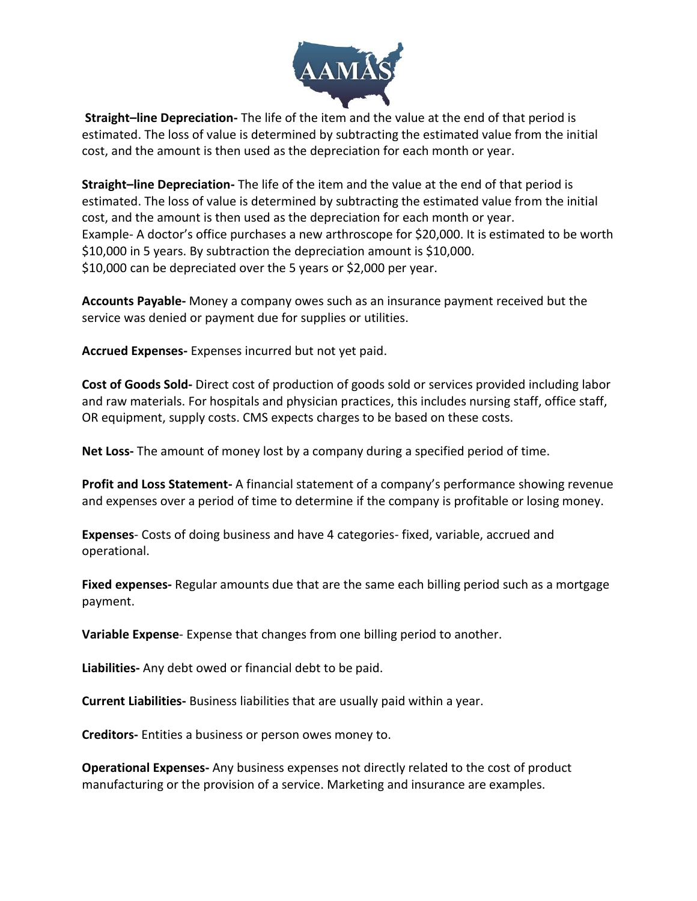**Straight–line Depreciation-** The life of the item and the value at the end of that period is estimated. The loss of value is determined by subtracting the estimated value from the initial cost, and the amount is then used as the depreciation for each month or year.

**Straight–line Depreciation-** The life of the item and the value at the end of that period is estimated. The loss of value is determined by subtracting the estimated value from the initial cost, and the amount is then used as the depreciation for each month or year.
Example- A doctor's office purchases a new arthroscope for $20,000. It is estimated to be worth $10,000 in 5 years. By subtraction the depreciation amount is $10,000.
$10,000 can be depreciated over the 5 years or $2,000 per year.

**Accounts Payable-** Money a company owes such as an insurance payment received but the service was denied or payment due for supplies or utilities.

**Accrued Expenses-** Expenses incurred but not yet paid.

**Cost of Goods Sold-** Direct cost of production of goods sold or services provided including labor and raw materials. For hospitals and physician practices, this includes nursing staff, office staff, OR equipment, supply costs. CMS expects charges to be based on these costs.

**Net Loss-** The amount of money lost by a company during a specified period of time.

**Profit and Loss Statement-** A financial statement of a company's performance showing revenue and expenses over a period of time to determine if the company is profitable or losing money.

**Expenses**- Costs of doing business and have 4 categories- fixed, variable, accrued and operational.

**Fixed expenses-** Regular amounts due that are the same each billing period such as a mortgage payment.

**Variable Expense**- Expense that changes from one billing period to another.

**Liabilities-** Any debt owed or financial debt to be paid.

**Current Liabilities-** Business liabilities that are usually paid within a year.

**Creditors-** Entities a business or person owes money to.

**Operational Expenses-** Any business expenses not directly related to the cost of product manufacturing or the provision of a service. Marketing and insurance are examples.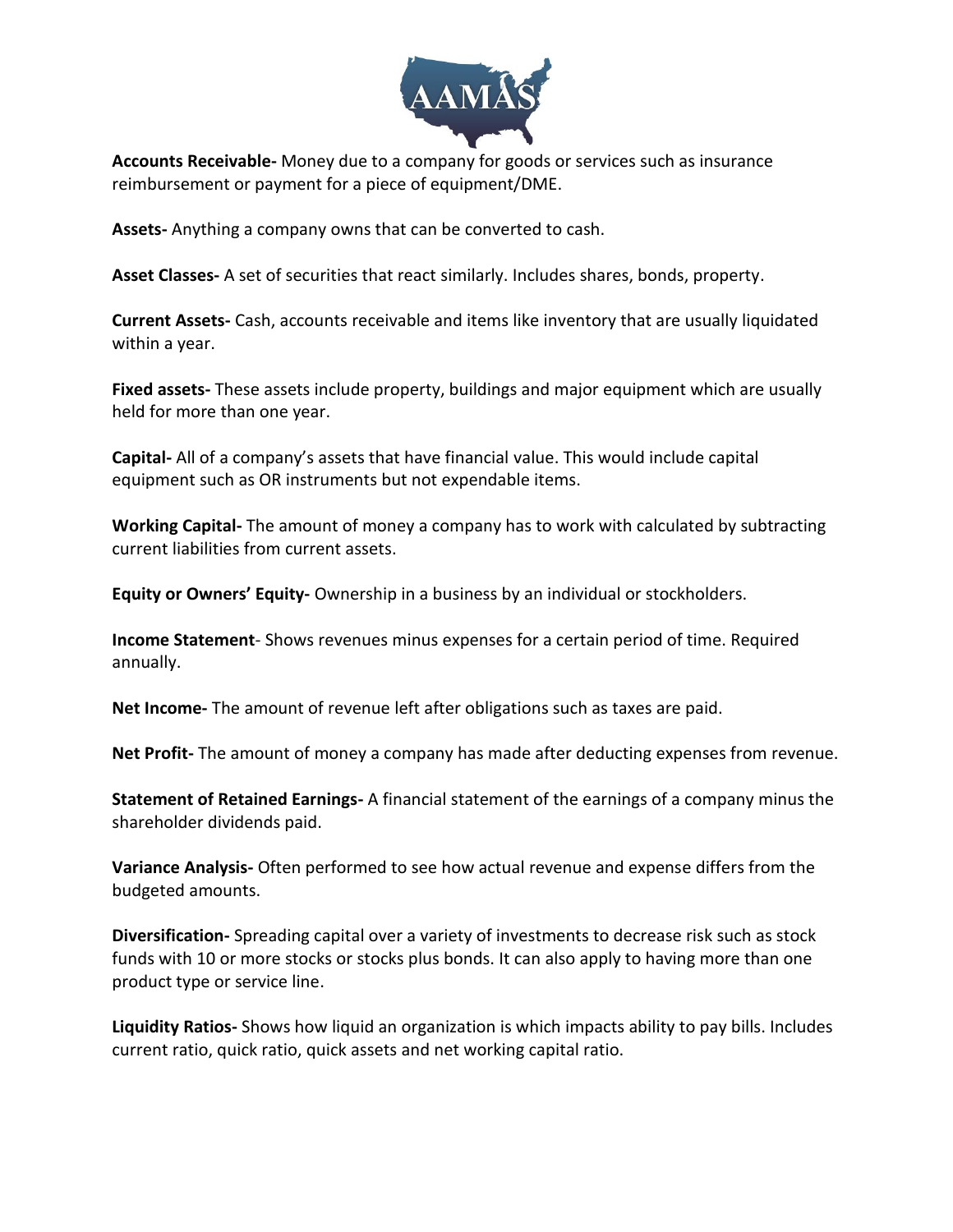**Accounts Receivable-** Money due to a company for goods or services such as insurance reimbursement or payment for a piece of equipment/DME.

**Assets-** Anything a company owns that can be converted to cash.

**Asset Classes-** A set of securities that react similarly. Includes shares, bonds, property.

**Current Assets-** Cash, accounts receivable and items like inventory that are usually liquidated within a year.

**Fixed assets-** These assets include property, buildings and major equipment which are usually held for more than one year.

**Capital-** All of a company's assets that have financial value. This would include capital equipment such as OR instruments but not expendable items.

**Working Capital-** The amount of money a company has to work with calculated by subtracting current liabilities from current assets.

**Equity or Owners' Equity-** Ownership in a business by an individual or stockholders.

**Income Statement**- Shows revenues minus expenses for a certain period of time. Required annually.

**Net Income-** The amount of revenue left after obligations such as taxes are paid.

**Net Profit-** The amount of money a company has made after deducting expenses from revenue.

**Statement of Retained Earnings-** A financial statement of the earnings of a company minus the shareholder dividends paid.

**Variance Analysis-** Often performed to see how actual revenue and expense differs from the budgeted amounts.

**Diversification-** Spreading capital over a variety of investments to decrease risk such as stock funds with 10 or more stocks or stocks plus bonds. It can also apply to having more than one product type or service line.

**Liquidity Ratios-** Shows how liquid an organization is which impacts ability to pay bills. Includes current ratio, quick ratio, quick assets and net working capital ratio.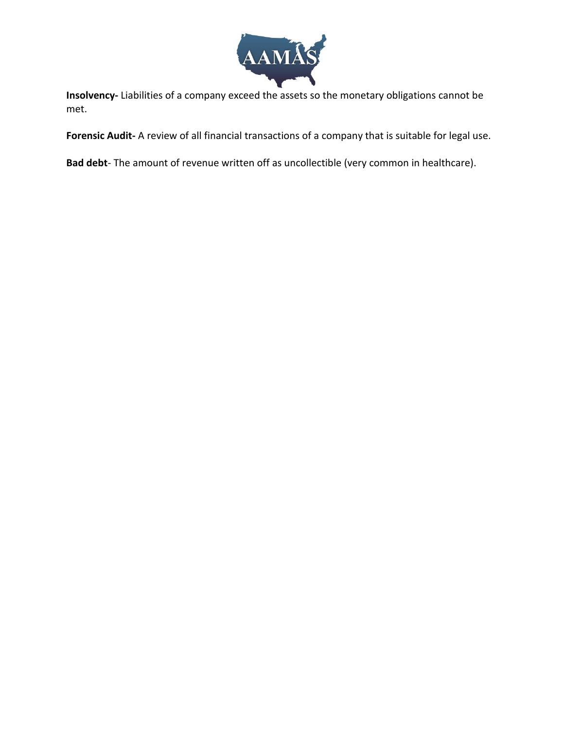**Insolvency-** Liabilities of a company exceed the assets so the monetary obligations cannot be met.

**Forensic Audit-** A review of all financial transactions of a company that is suitable for legal use.

**Bad debt**- The amount of revenue written off as uncollectible (very common in healthcare).